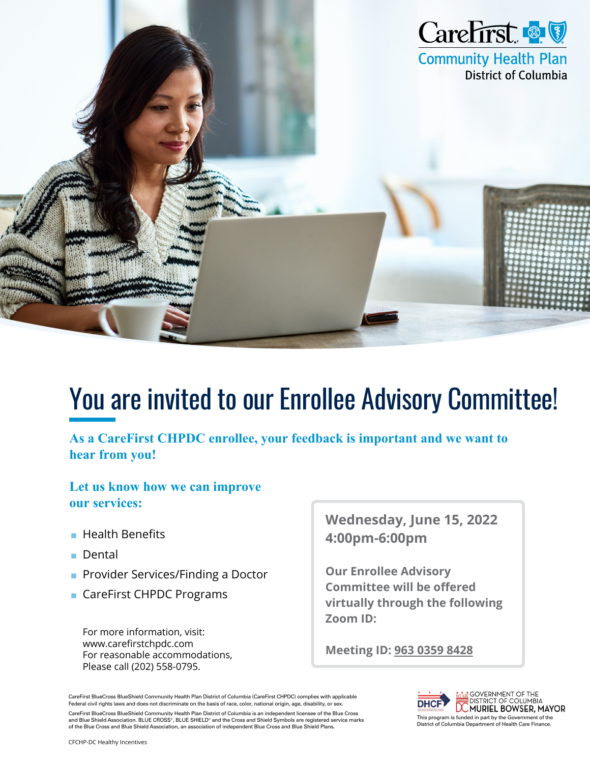CareFirst Community Health Plan District of Columbia

# You are invited to our Enrollee Advisory Committee!

**As a CareFirst CHPDC enrollee, your feedback is important and we want to hear from you!**

**Let us know how we can improve our services:**

- Health Benefits
- Dental
- Provider Services/Finding a Doctor
- CareFirst CHPDC Programs

For more information, visit:
www.carefirstchpdc.com
For reasonable accommodations,
Please call (202) 558-0795.

**Wednesday, June 15, 2022**
**4:00pm-6:00pm**

**Our Enrollee Advisory Committee will be offered virtually through the following Zoom ID:**

**Meeting ID: 963 0359 8428**

CareFirst BlueCross BlueShield Community Health Plan District of Columbia (CareFirst CHPDC) complies with applicable Federal civil rights laws and does not discriminate on the basis of race, color, national origin, age, disability, or sex.

CareFirst BlueCross BlueShield Community Health Plan District of Columbia is an independent licensee of the Blue Cross and Blue Shield Association. BLUE CROSS®, BLUE SHIELD® and the Cross and Shield Symbols are registered service marks of the Blue Cross and Blue Shield Association, an association of independent Blue Cross and Blue Shield Plans.

DHCF | GOVERNMENT OF THE DISTRICT OF COLUMBIA | DC MURIEL BOWSER, MAYOR

This program is funded in part by the Government of the District of Columbia Department of Health Care Finance.

CFCHP-DC Healthy Incentives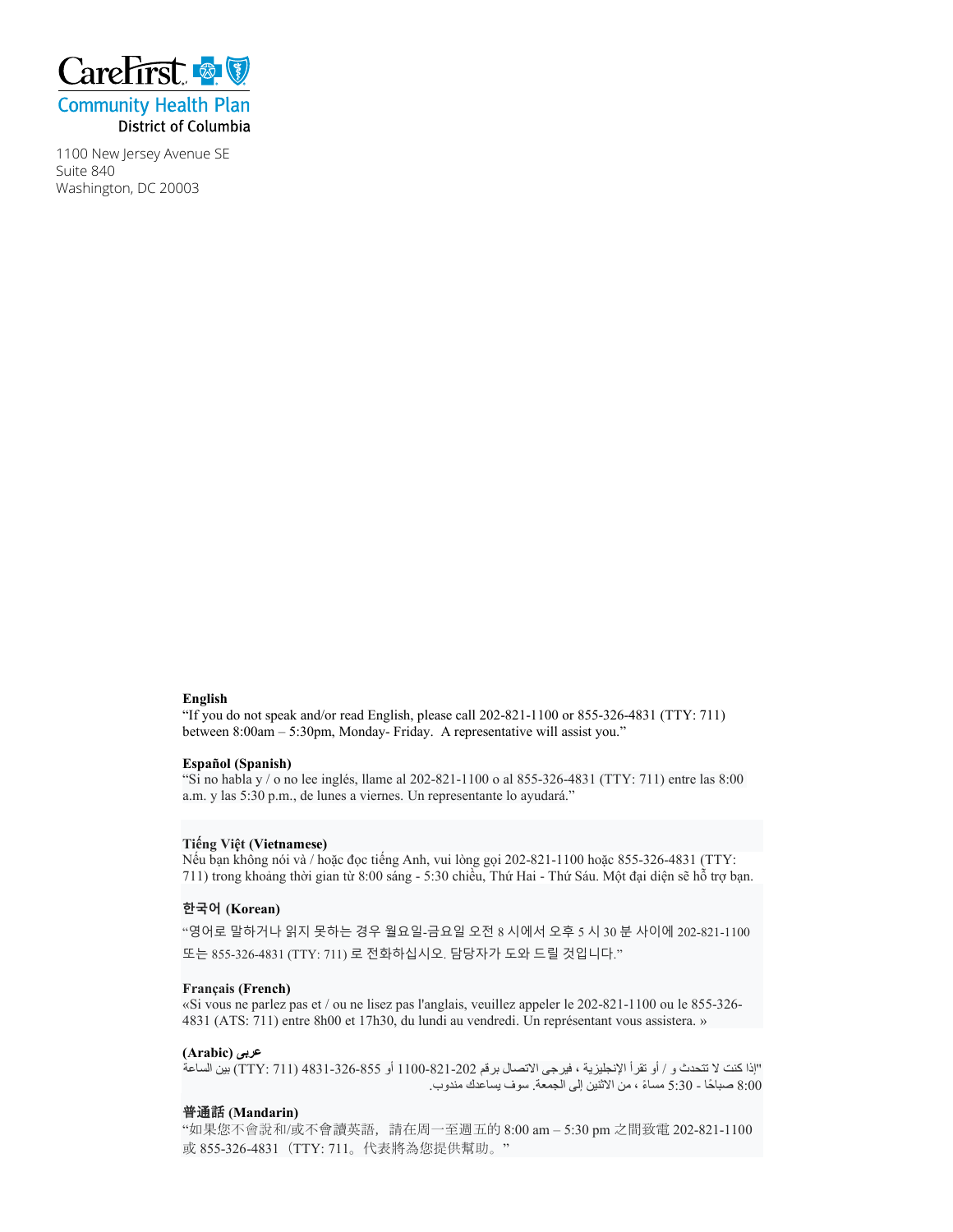CareFirst
Community Health Plan
District of Columbia

1100 New Jersey Avenue SE
Suite 840
Washington, DC 20003

**English**

"If you do not speak and/or read English, please call 202-821-1100 or 855-326-4831 (TTY: 711) between 8:00am – 5:30pm, Monday- Friday. A representative will assist you."

**Español (Spanish)**

"Si no habla y / o no lee inglés, llame al 202-821-1100 o al 855-326-4831 (TTY: 711) entre las 8:00 a.m. y las 5:30 p.m., de lunes a viernes. Un representante lo ayudará."

**Tiếng Việt (Vietnamese)**

Nếu bạn không nói và / hoặc đọc tiếng Anh, vui lòng gọi 202-821-1100 hoặc 855-326-4831 (TTY: 711) trong khoảng thời gian từ 8:00 sáng - 5:30 chiều, Thứ Hai - Thứ Sáu. Một đại diện sẽ hỗ trợ bạn.

**한국어 (Korean)**

"영어로 말하거나 읽지 못하는 경우 월요일-금요일 오전 8 시에서 오후 5 시 30 분 사이에 202-821-1100 또는 855-326-4831 (TTY: 711) 로 전화하십시오. 담당자가 도와 드릴 것입니다."

**Français (French)**

«Si vous ne parlez pas et / ou ne lisez pas l'anglais, veuillez appeler le 202-821-1100 ou le 855-326-4831 (ATS: 711) entre 8h00 et 17h30, du lundi au vendredi. Un représentant vous assistera. »

**(Arabic) عربى**

"إذا كنت لا تتحدث و / أو تقرأ الإنجليزية ، فيرجى الاتصال برقم 202-821-1100 أو 855-326-4831 (TTY: 711) بين الساعة 8:00 صباحًا - 5:30 مساءً ، من الاثنين إلى الجمعة. سوف يساعدك مندوب.

**普通話 (Mandarin)**

"如果您不會說和/或不會讀英語，請在周一至週五的 8:00 am – 5:30 pm 之間致電 202-821-1100 或 855-326-4831（TTY: 711。代表將為您提供幫助。"